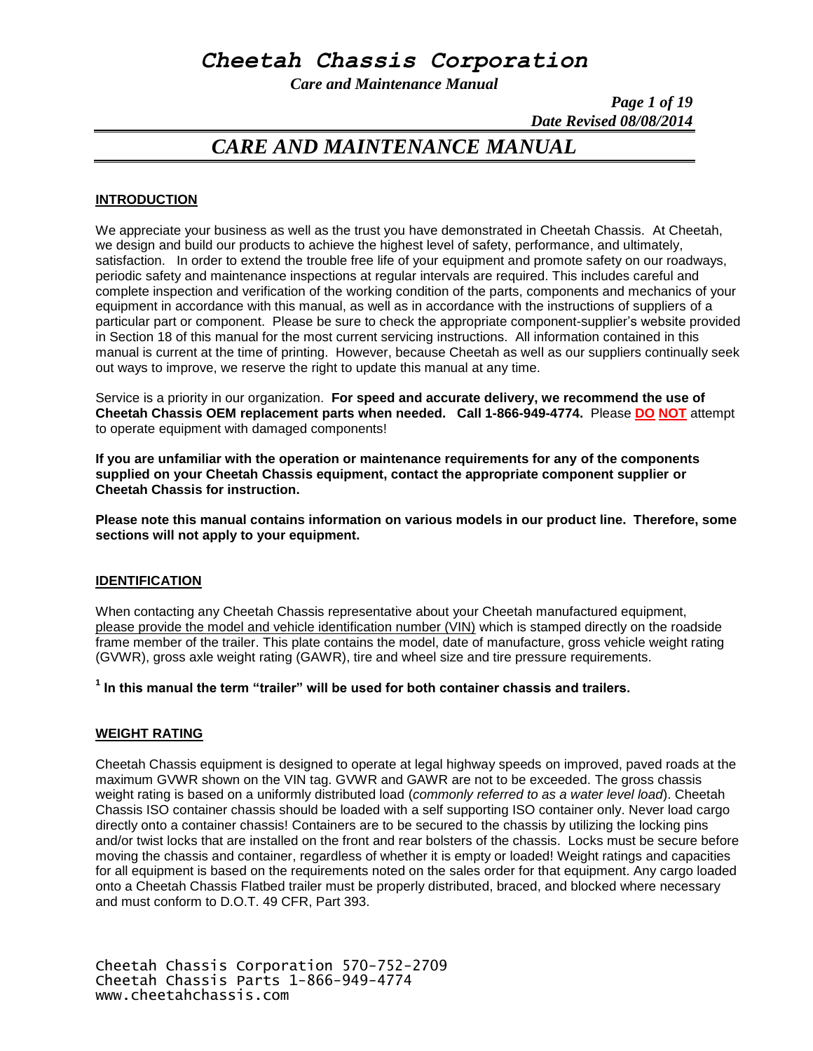# CARE AND MAINTENANCE MANUAL

## INTRODUCTION

We appreciate your business as well as the trust you have demonstrated in Cheetah Chassis. At Cheetah, we design and build our products to achieve the highest level of safety, performance, and ultimately, satisfaction. In order to extend the trouble free life of your equipment and promote safety on our roadways, periodic safety and maintenance inspections at regular intervals are required. This includes careful and complete inspection and verification of the working condition of the parts, components and mechanics of your equipment in accordance with this manual, as well as in accordance with the instructions of suppliers of a particular part or component. Please be sure to check the appropriate component-supplier's website provided in Section 18 of this manual for the most current servicing instructions. All information contained in this manual is current at the time of printing. However, because Cheetah as well as our suppliers continually seek out ways to improve, we reserve the right to update this manual at any time.

Service is a priority in our organization. **For speed and accurate delivery, we recommend the use of Cheetah Chassis OEM replacement parts when needed. Call 1-866-949-4774.** Please **DO NOT** attempt to operate equipment with damaged components!

**If you are unfamiliar with the operation or maintenance requirements for any of the components supplied on your Cheetah Chassis equipment, contact the appropriate component supplier or Cheetah Chassis for instruction.**

**Please note this manual contains information on various models in our product line. Therefore, some sections will not apply to your equipment.**

## IDENTIFICATION

When contacting any Cheetah Chassis representative about your Cheetah manufactured equipment, please provide the model and vehicle identification number (VIN) which is stamped directly on the roadside frame member of the trailer. This plate contains the model, date of manufacture, gross vehicle weight rating (GVWR), gross axle weight rating (GAWR), tire and wheel size and tire pressure requirements.

[1] **In this manual the term "trailer" will be used for both container chassis and trailers.**

## WEIGHT RATING

Cheetah Chassis equipment is designed to operate at legal highway speeds on improved, paved roads at the maximum GVWR shown on the VIN tag. GVWR and GAWR are not to be exceeded. The gross chassis weight rating is based on a uniformly distributed load (*commonly referred to as a water level load*). Cheetah Chassis ISO container chassis should be loaded with a self supporting ISO container only. Never load cargo directly onto a container chassis! Containers are to be secured to the chassis by utilizing the locking pins and/or twist locks that are installed on the front and rear bolsters of the chassis. Locks must be secure before moving the chassis and container, regardless of whether it is empty or loaded! Weight ratings and capacities for all equipment is based on the requirements noted on the sales order for that equipment. Any cargo loaded onto a Cheetah Chassis Flatbed trailer must be properly distributed, braced, and blocked where necessary and must conform to D.O.T. 49 CFR, Part 393.

Cheetah Chassis Corporation 570-752-2709
Cheetah Chassis Parts 1-866-949-4774
www.cheetahchassis.com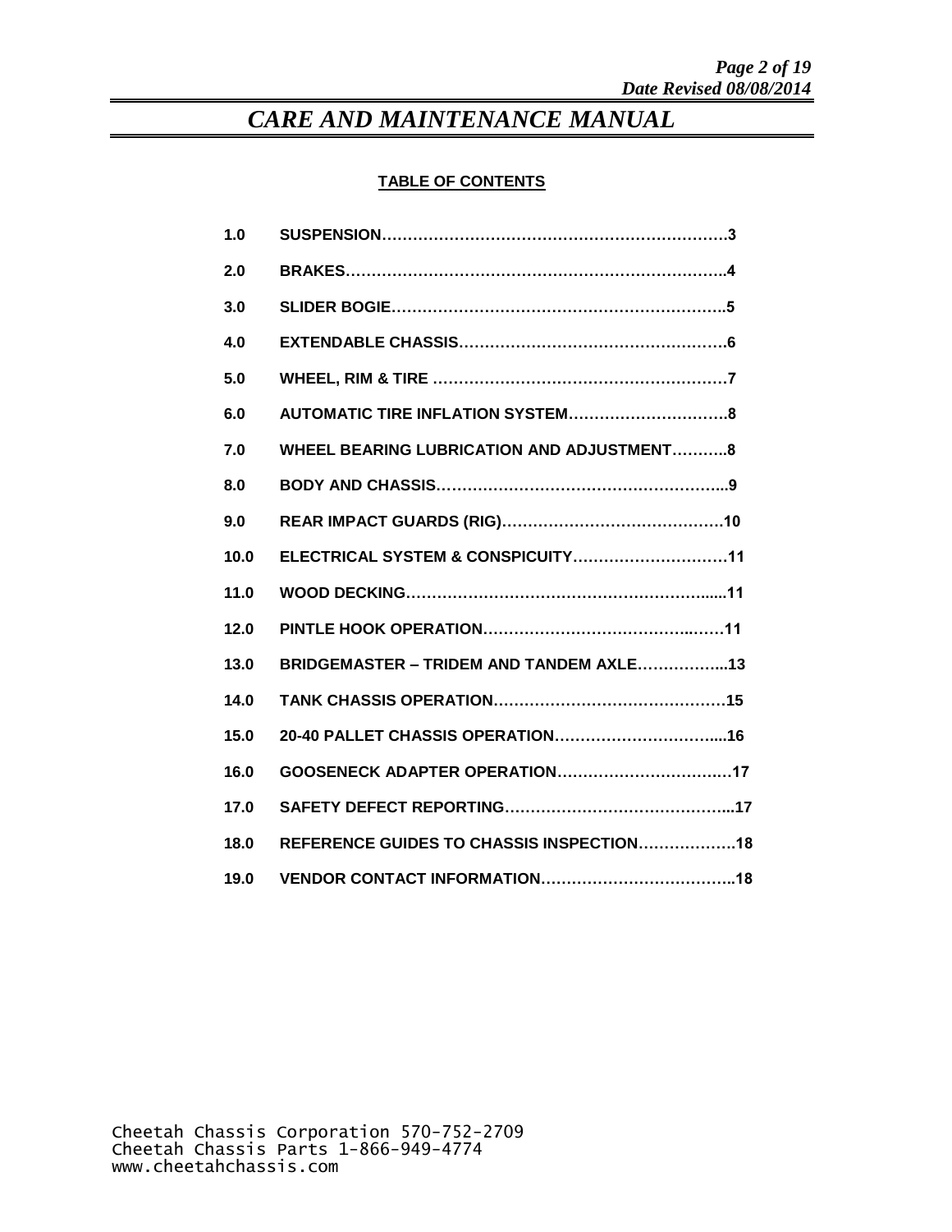# CARE AND MAINTENANCE MANUAL

**TABLE OF CONTENTS**

| | | |
|---|---|---|
| **1.0** | **SUSPENSION** | **3** |
| **2.0** | **BRAKES** | **4** |
| **3.0** | **SLIDER BOGIE** | **5** |
| **4.0** | **EXTENDABLE CHASSIS** | **6** |
| **5.0** | **WHEEL, RIM & TIRE** | **7** |
| **6.0** | **AUTOMATIC TIRE INFLATION SYSTEM** | **8** |
| **7.0** | **WHEEL BEARING LUBRICATION AND ADJUSTMENT** | **8** |
| **8.0** | **BODY AND CHASSIS** | **9** |
| **9.0** | **REAR IMPACT GUARDS (RIG)** | **10** |
| **10.0** | **ELECTRICAL SYSTEM & CONSPICUITY** | **11** |
| **11.0** | **WOOD DECKING** | **11** |
| **12.0** | **PINTLE HOOK OPERATION** | **11** |
| **13.0** | **BRIDGEMASTER – TRIDEM AND TANDEM AXLE** | **13** |
| **14.0** | **TANK CHASSIS OPERATION** | **15** |
| **15.0** | **20-40 PALLET CHASSIS OPERATION** | **16** |
| **16.0** | **GOOSENECK ADAPTER OPERATION** | **17** |
| **17.0** | **SAFETY DEFECT REPORTING** | **17** |
| **18.0** | **REFERENCE GUIDES TO CHASSIS INSPECTION** | **18** |
| **19.0** | **VENDOR CONTACT INFORMATION** | **18** |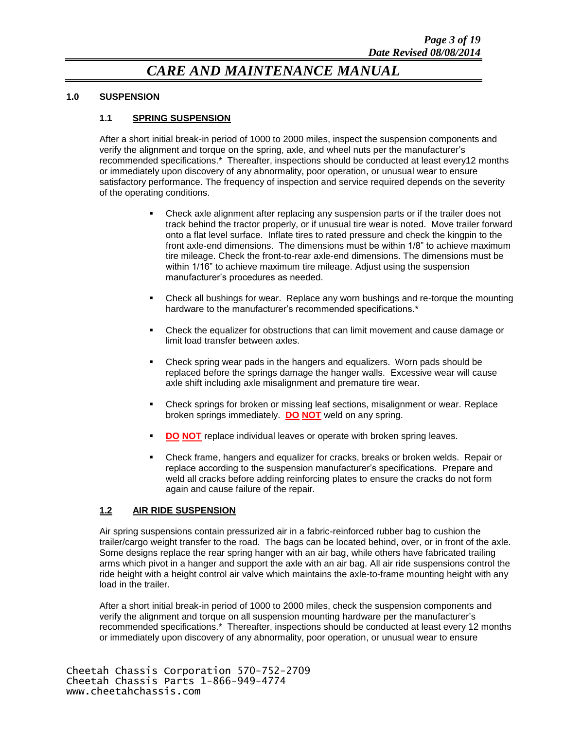# CARE AND MAINTENANCE MANUAL

## 1.0 SUSPENSION

### 1.1 SPRING SUSPENSION

After a short initial break-in period of 1000 to 2000 miles, inspect the suspension components and verify the alignment and torque on the spring, axle, and wheel nuts per the manufacturer's recommended specifications.* Thereafter, inspections should be conducted at least every12 months or immediately upon discovery of any abnormality, poor operation, or unusual wear to ensure satisfactory performance. The frequency of inspection and service required depends on the severity of the operating conditions.

- Check axle alignment after replacing any suspension parts or if the trailer does not track behind the tractor properly, or if unusual tire wear is noted. Move trailer forward onto a flat level surface. Inflate tires to rated pressure and check the kingpin to the front axle-end dimensions. The dimensions must be within 1/8" to achieve maximum tire mileage. Check the front-to-rear axle-end dimensions. The dimensions must be within 1/16" to achieve maximum tire mileage. Adjust using the suspension manufacturer's procedures as needed.
- Check all bushings for wear. Replace any worn bushings and re-torque the mounting hardware to the manufacturer's recommended specifications.*
- Check the equalizer for obstructions that can limit movement and cause damage or limit load transfer between axles.
- Check spring wear pads in the hangers and equalizers. Worn pads should be replaced before the springs damage the hanger walls. Excessive wear will cause axle shift including axle misalignment and premature tire wear.
- Check springs for broken or missing leaf sections, misalignment or wear. Replace broken springs immediately. **DO NOT** weld on any spring.
- **DO NOT** replace individual leaves or operate with broken spring leaves.
- Check frame, hangers and equalizer for cracks, breaks or broken welds. Repair or replace according to the suspension manufacturer's specifications. Prepare and weld all cracks before adding reinforcing plates to ensure the cracks do not form again and cause failure of the repair.

### 1.2 AIR RIDE SUSPENSION

Air spring suspensions contain pressurized air in a fabric-reinforced rubber bag to cushion the trailer/cargo weight transfer to the road. The bags can be located behind, over, or in front of the axle. Some designs replace the rear spring hanger with an air bag, while others have fabricated trailing arms which pivot in a hanger and support the axle with an air bag. All air ride suspensions control the ride height with a height control air valve which maintains the axle-to-frame mounting height with any load in the trailer.

After a short initial break-in period of 1000 to 2000 miles, check the suspension components and verify the alignment and torque on all suspension mounting hardware per the manufacturer's recommended specifications.* Thereafter, inspections should be conducted at least every 12 months or immediately upon discovery of any abnormality, poor operation, or unusual wear to ensure

Cheetah Chassis Corporation 570-752-2709
Cheetah Chassis Parts 1-866-949-4774
www.cheetahchassis.com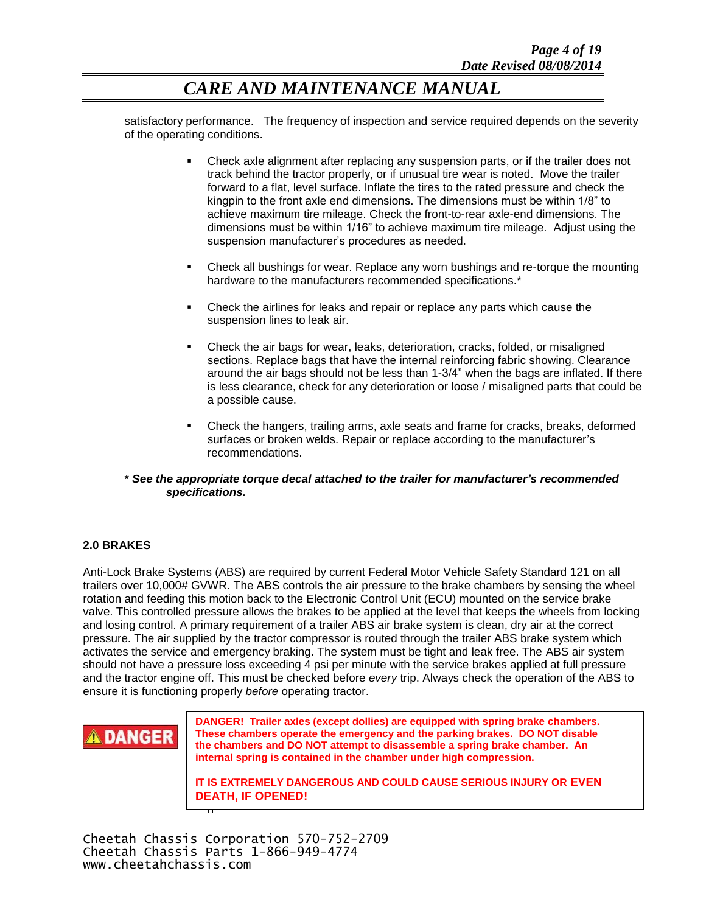satisfactory performance. The frequency of inspection and service required depends on the severity of the operating conditions.

- Check axle alignment after replacing any suspension parts, or if the trailer does not track behind the tractor properly, or if unusual tire wear is noted. Move the trailer forward to a flat, level surface. Inflate the tires to the rated pressure and check the kingpin to the front axle end dimensions. The dimensions must be within 1/8" to achieve maximum tire mileage. Check the front-to-rear axle-end dimensions. The dimensions must be within 1/16" to achieve maximum tire mileage. Adjust using the suspension manufacturer's procedures as needed.

- Check all bushings for wear. Replace any worn bushings and re-torque the mounting hardware to the manufacturers recommended specifications.*

- Check the airlines for leaks and repair or replace any parts which cause the suspension lines to leak air.

- Check the air bags for wear, leaks, deterioration, cracks, folded, or misaligned sections. Replace bags that have the internal reinforcing fabric showing. Clearance around the air bags should not be less than 1-3/4" when the bags are inflated. If there is less clearance, check for any deterioration or loose / misaligned parts that could be a possible cause.

- Check the hangers, trailing arms, axle seats and frame for cracks, breaks, deformed surfaces or broken welds. Repair or replace according to the manufacturer's recommendations.

***\* See the appropriate torque decal attached to the trailer for manufacturer's recommended specifications.***

**2.0 BRAKES**

Anti-Lock Brake Systems (ABS) are required by current Federal Motor Vehicle Safety Standard 121 on all trailers over 10,000# GVWR. The ABS controls the air pressure to the brake chambers by sensing the wheel rotation and feeding this motion back to the Electronic Control Unit (ECU) mounted on the service brake valve. This controlled pressure allows the brakes to be applied at the level that keeps the wheels from locking and losing control. A primary requirement of a trailer ABS air brake system is clean, dry air at the correct pressure. The air supplied by the tractor compressor is routed through the trailer ABS brake system which activates the service and emergency braking. The system must be tight and leak free. The ABS air system should not have a pressure loss exceeding 4 psi per minute with the service brakes applied at full pressure and the tractor engine off. This must be checked before *every* trip. Always check the operation of the ABS to ensure it is functioning properly *before* operating tractor.

**⚠ DANGER**

**DANGER! Trailer axles (except dollies) are equipped with spring brake chambers. These chambers operate the emergency and the parking brakes. DO NOT disable the chambers and DO NOT attempt to disassemble a spring brake chamber. An internal spring is contained in the chamber under high compression.**

**IT IS EXTREMELY DANGEROUS AND COULD CAUSE SERIOUS INJURY OR EVEN DEATH, IF OPENED!**

Cheetah Chassis Corporation 570-752-2709
Cheetah Chassis Parts 1-866-949-4774
www.cheetahchassis.com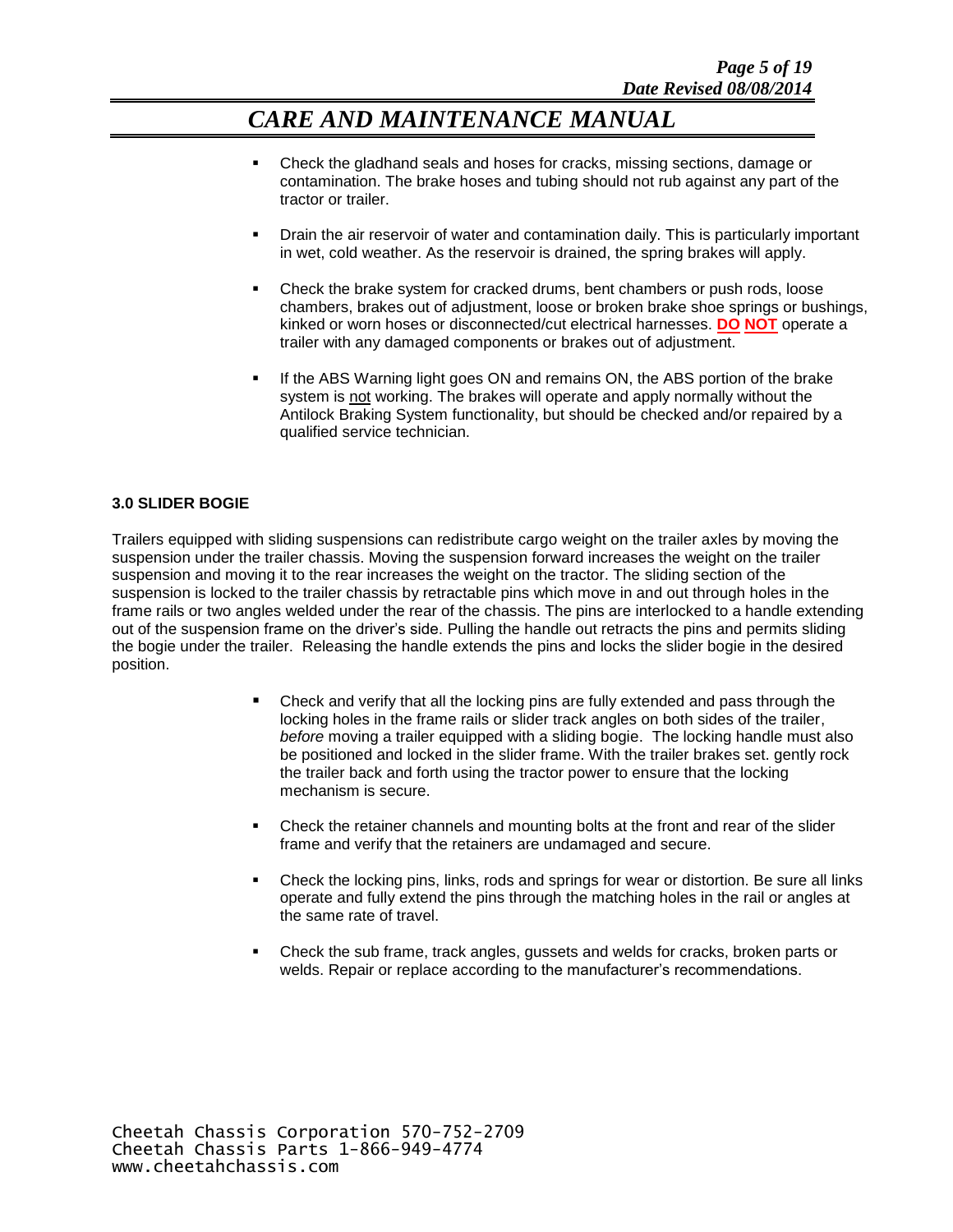- Check the gladhand seals and hoses for cracks, missing sections, damage or contamination. The brake hoses and tubing should not rub against any part of the tractor or trailer.

- Drain the air reservoir of water and contamination daily. This is particularly important in wet, cold weather. As the reservoir is drained, the spring brakes will apply.

- Check the brake system for cracked drums, bent chambers or push rods, loose chambers, brakes out of adjustment, loose or broken brake shoe springs or bushings, kinked or worn hoses or disconnected/cut electrical harnesses. **DO NOT** operate a trailer with any damaged components or brakes out of adjustment.

- If the ABS Warning light goes ON and remains ON, the ABS portion of the brake system is not working. The brakes will operate and apply normally without the Antilock Braking System functionality, but should be checked and/or repaired by a qualified service technician.

## 3.0 SLIDER BOGIE

Trailers equipped with sliding suspensions can redistribute cargo weight on the trailer axles by moving the suspension under the trailer chassis. Moving the suspension forward increases the weight on the trailer suspension and moving it to the rear increases the weight on the tractor. The sliding section of the suspension is locked to the trailer chassis by retractable pins which move in and out through holes in the frame rails or two angles welded under the rear of the chassis. The pins are interlocked to a handle extending out of the suspension frame on the driver's side. Pulling the handle out retracts the pins and permits sliding the bogie under the trailer. Releasing the handle extends the pins and locks the slider bogie in the desired position.

- Check and verify that all the locking pins are fully extended and pass through the locking holes in the frame rails or slider track angles on both sides of the trailer, *before* moving a trailer equipped with a sliding bogie. The locking handle must also be positioned and locked in the slider frame. With the trailer brakes set. gently rock the trailer back and forth using the tractor power to ensure that the locking mechanism is secure.

- Check the retainer channels and mounting bolts at the front and rear of the slider frame and verify that the retainers are undamaged and secure.

- Check the locking pins, links, rods and springs for wear or distortion. Be sure all links operate and fully extend the pins through the matching holes in the rail or angles at the same rate of travel.

- Check the sub frame, track angles, gussets and welds for cracks, broken parts or welds. Repair or replace according to the manufacturer's recommendations.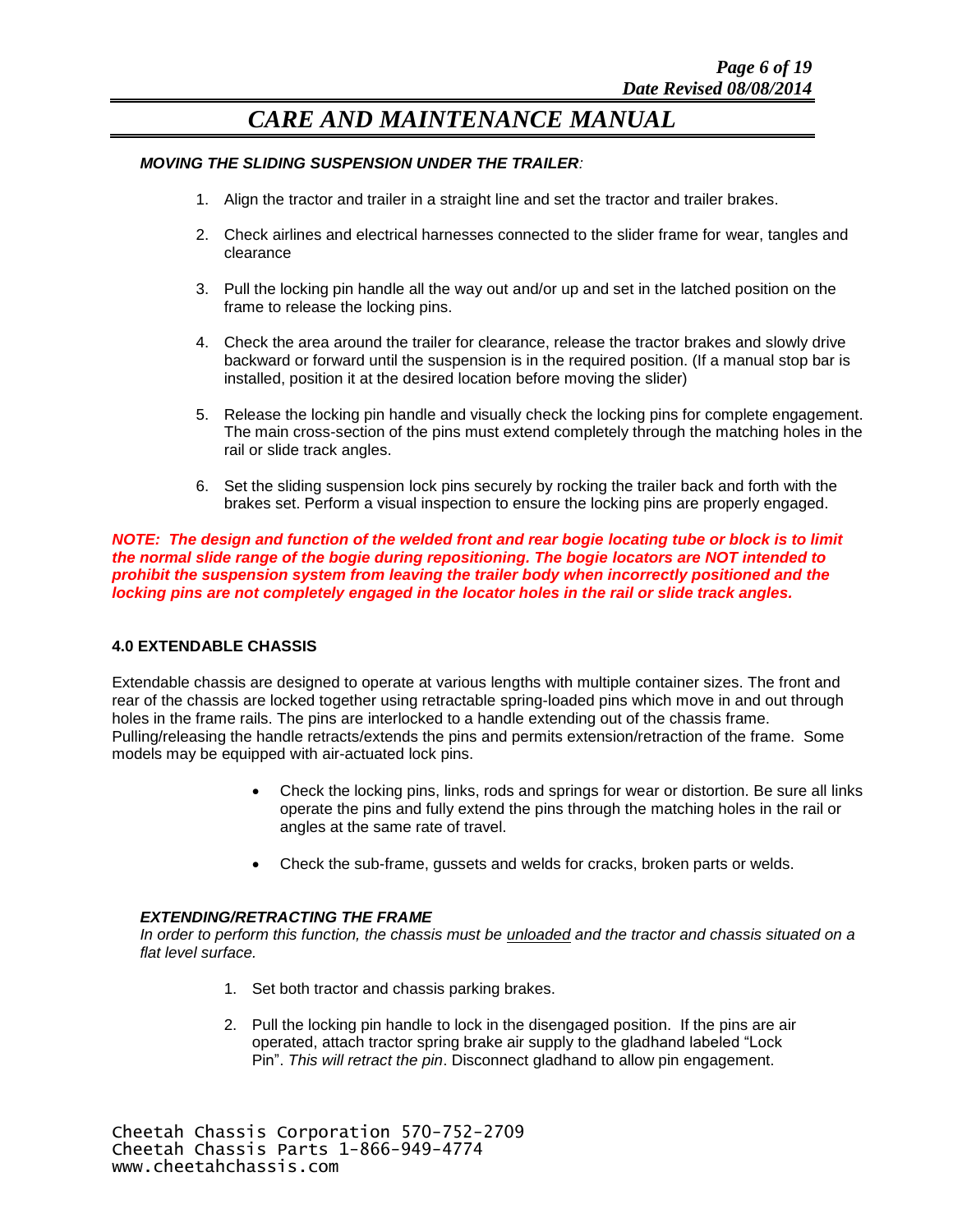***MOVING THE SLIDING SUSPENSION UNDER THE TRAILER:***

1. Align the tractor and trailer in a straight line and set the tractor and trailer brakes.

2. Check airlines and electrical harnesses connected to the slider frame for wear, tangles and clearance

3. Pull the locking pin handle all the way out and/or up and set in the latched position on the frame to release the locking pins.

4. Check the area around the trailer for clearance, release the tractor brakes and slowly drive backward or forward until the suspension is in the required position. (If a manual stop bar is installed, position it at the desired location before moving the slider)

5. Release the locking pin handle and visually check the locking pins for complete engagement. The main cross-section of the pins must extend completely through the matching holes in the rail or slide track angles.

6. Set the sliding suspension lock pins securely by rocking the trailer back and forth with the brakes set. Perform a visual inspection to ensure the locking pins are properly engaged.

***NOTE: The design and function of the welded front and rear bogie locating tube or block is to limit the normal slide range of the bogie during repositioning. The bogie locators are NOT intended to prohibit the suspension system from leaving the trailer body when incorrectly positioned and the locking pins are not completely engaged in the locator holes in the rail or slide track angles.***

## 4.0 EXTENDABLE CHASSIS

Extendable chassis are designed to operate at various lengths with multiple container sizes. The front and rear of the chassis are locked together using retractable spring-loaded pins which move in and out through holes in the frame rails. The pins are interlocked to a handle extending out of the chassis frame. Pulling/releasing the handle retracts/extends the pins and permits extension/retraction of the frame. Some models may be equipped with air-actuated lock pins.

- Check the locking pins, links, rods and springs for wear or distortion. Be sure all links operate the pins and fully extend the pins through the matching holes in the rail or angles at the same rate of travel.

- Check the sub-frame, gussets and welds for cracks, broken parts or welds.

***EXTENDING/RETRACTING THE FRAME***

*In order to perform this function, the chassis must be unloaded and the tractor and chassis situated on a flat level surface.*

1. Set both tractor and chassis parking brakes.

2. Pull the locking pin handle to lock in the disengaged position. If the pins are air operated, attach tractor spring brake air supply to the gladhand labeled “Lock Pin”. *This will retract the pin*. Disconnect gladhand to allow pin engagement.

Cheetah Chassis Corporation 570-752-2709
Cheetah Chassis Parts 1-866-949-4774
www.cheetahchassis.com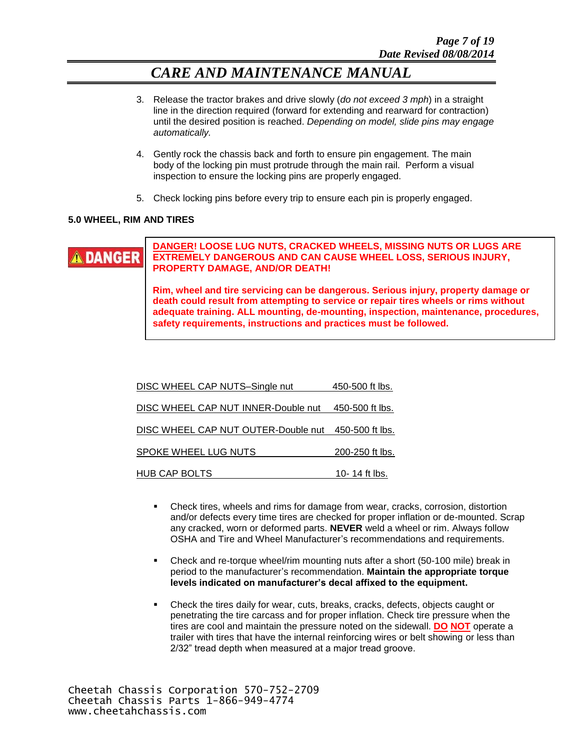3. Release the tractor brakes and drive slowly (*do not exceed 3 mph*) in a straight line in the direction required (forward for extending and rearward for contraction) until the desired position is reached. *Depending on model, slide pins may engage automatically.*

4. Gently rock the chassis back and forth to ensure pin engagement. The main body of the locking pin must protrude through the main rail. Perform a visual inspection to ensure the locking pins are properly engaged.

5. Check locking pins before every trip to ensure each pin is properly engaged.

## 5.0 WHEEL, RIM AND TIRES

**DANGER**

**DANGER! LOOSE LUG NUTS, CRACKED WHEELS, MISSING NUTS OR LUGS ARE EXTREMELY DANGEROUS AND CAN CAUSE WHEEL LOSS, SERIOUS INJURY, PROPERTY DAMAGE, AND/OR DEATH!**

**Rim, wheel and tire servicing can be dangerous. Serious injury, property damage or death could result from attempting to service or repair tires wheels or rims without adequate training. ALL mounting, de-mounting, inspection, maintenance, procedures, safety requirements, instructions and practices must be followed.**

| | |
|---|---|
| DISC WHEEL CAP NUTS–Single nut | 450-500 ft lbs. |
| DISC WHEEL CAP NUT INNER-Double nut | 450-500 ft lbs. |
| DISC WHEEL CAP NUT OUTER-Double nut | 450-500 ft lbs. |
| SPOKE WHEEL LUG NUTS | 200-250 ft lbs. |
| HUB CAP BOLTS | 10- 14 ft lbs. |

- Check tires, wheels and rims for damage from wear, cracks, corrosion, distortion and/or defects every time tires are checked for proper inflation or de-mounted. Scrap any cracked, worn or deformed parts. **NEVER** weld a wheel or rim. Always follow OSHA and Tire and Wheel Manufacturer's recommendations and requirements.

- Check and re-torque wheel/rim mounting nuts after a short (50-100 mile) break in period to the manufacturer's recommendation. **Maintain the appropriate torque levels indicated on manufacturer's decal affixed to the equipment.**

- Check the tires daily for wear, cuts, breaks, cracks, defects, objects caught or penetrating the tire carcass and for proper inflation. Check tire pressure when the tires are cool and maintain the pressure noted on the sidewall. **DO NOT** operate a trailer with tires that have the internal reinforcing wires or belt showing or less than 2/32" tread depth when measured at a major tread groove.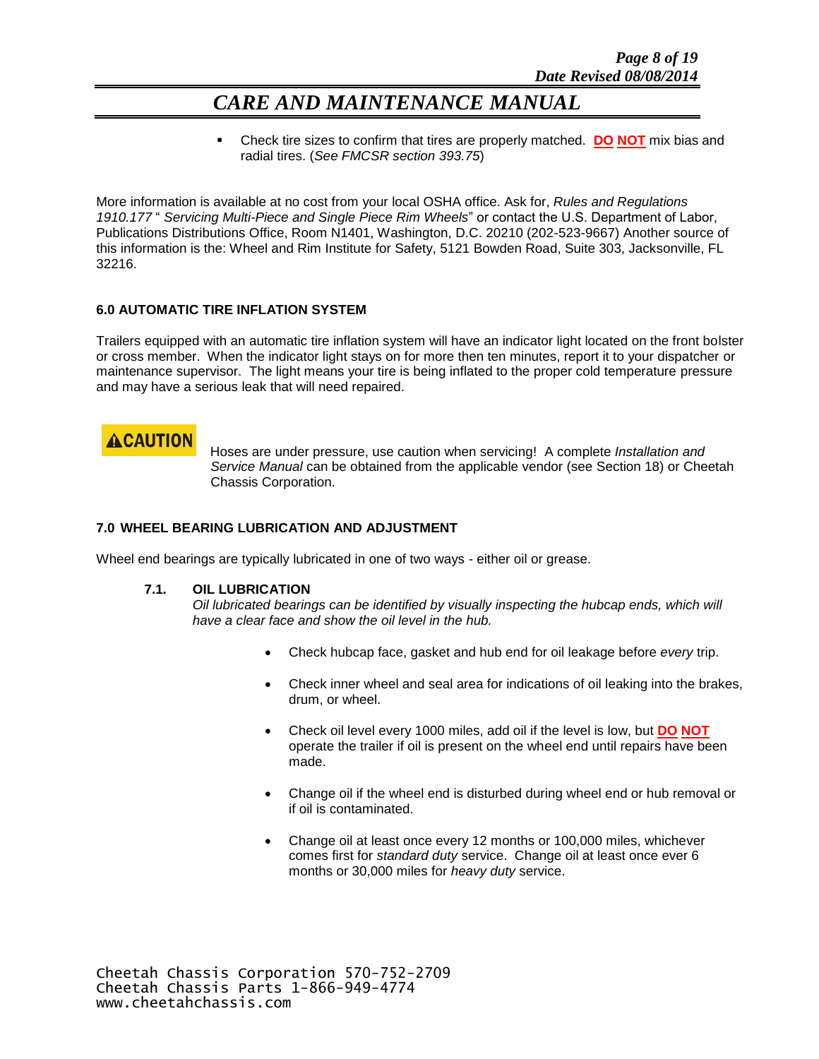- Check tire sizes to confirm that tires are properly matched. **DO NOT** mix bias and radial tires. (*See FMCSR section 393.75*)

More information is available at no cost from your local OSHA office. Ask for, *Rules and Regulations 1910.177* " *Servicing Multi-Piece and Single Piece Rim Wheels*" or contact the U.S. Department of Labor, Publications Distributions Office, Room N1401, Washington, D.C. 20210 (202-523-9667) Another source of this information is the: Wheel and Rim Institute for Safety, 5121 Bowden Road, Suite 303, Jacksonville, FL 32216.

## 6.0 AUTOMATIC TIRE INFLATION SYSTEM

Trailers equipped with an automatic tire inflation system will have an indicator light located on the front bolster or cross member. When the indicator light stays on for more then ten minutes, report it to your dispatcher or maintenance supervisor. The light means your tire is being inflated to the proper cold temperature pressure and may have a serious leak that will need repaired.

**⚠CAUTION**

Hoses are under pressure, use caution when servicing! A complete *Installation and Service Manual* can be obtained from the applicable vendor (see Section 18) or Cheetah Chassis Corporation.

## 7.0 WHEEL BEARING LUBRICATION AND ADJUSTMENT

Wheel end bearings are typically lubricated in one of two ways - either oil or grease.

### 7.1. OIL LUBRICATION

*Oil lubricated bearings can be identified by visually inspecting the hubcap ends, which will have a clear face and show the oil level in the hub.*

- Check hubcap face, gasket and hub end for oil leakage before *every* trip.
- Check inner wheel and seal area for indications of oil leaking into the brakes, drum, or wheel.
- Check oil level every 1000 miles, add oil if the level is low, but **DO NOT** operate the trailer if oil is present on the wheel end until repairs have been made.
- Change oil if the wheel end is disturbed during wheel end or hub removal or if oil is contaminated.
- Change oil at least once every 12 months or 100,000 miles, whichever comes first for *standard duty* service. Change oil at least once ever 6 months or 30,000 miles for *heavy duty* service.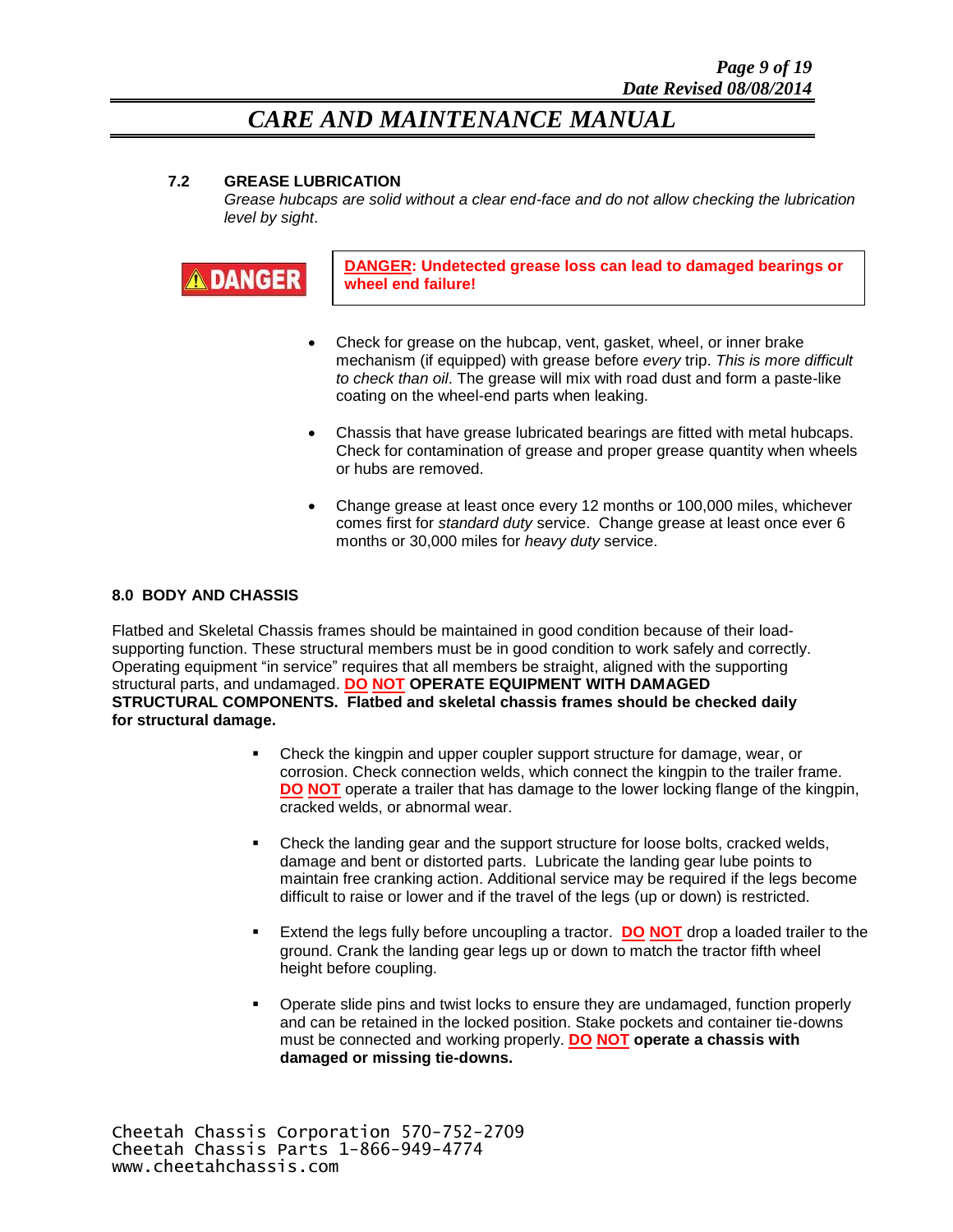### 7.2 GREASE LUBRICATION

*Grease hubcaps are solid without a clear end-face and do not allow checking the lubrication level by sight*.

**DANGER**

**DANGER: Undetected grease loss can lead to damaged bearings or wheel end failure!**

- Check for grease on the hubcap, vent, gasket, wheel, or inner brake mechanism (if equipped) with grease before *every* trip. *This is more difficult to check than oil*. The grease will mix with road dust and form a paste-like coating on the wheel-end parts when leaking.
- Chassis that have grease lubricated bearings are fitted with metal hubcaps. Check for contamination of grease and proper grease quantity when wheels or hubs are removed.
- Change grease at least once every 12 months or 100,000 miles, whichever comes first for *standard duty* service. Change grease at least once ever 6 months or 30,000 miles for *heavy duty* service.

## 8.0 BODY AND CHASSIS

Flatbed and Skeletal Chassis frames should be maintained in good condition because of their load-supporting function. These structural members must be in good condition to work safely and correctly. Operating equipment "in service" requires that all members be straight, aligned with the supporting structural parts, and undamaged. **DO NOT OPERATE EQUIPMENT WITH DAMAGED STRUCTURAL COMPONENTS. Flatbed and skeletal chassis frames should be checked daily for structural damage.**

- Check the kingpin and upper coupler support structure for damage, wear, or corrosion. Check connection welds, which connect the kingpin to the trailer frame. **DO NOT** operate a trailer that has damage to the lower locking flange of the kingpin, cracked welds, or abnormal wear.
- Check the landing gear and the support structure for loose bolts, cracked welds, damage and bent or distorted parts. Lubricate the landing gear lube points to maintain free cranking action. Additional service may be required if the legs become difficult to raise or lower and if the travel of the legs (up or down) is restricted.
- Extend the legs fully before uncoupling a tractor. **DO NOT** drop a loaded trailer to the ground. Crank the landing gear legs up or down to match the tractor fifth wheel height before coupling.
- Operate slide pins and twist locks to ensure they are undamaged, function properly and can be retained in the locked position. Stake pockets and container tie-downs must be connected and working properly. **DO NOT operate a chassis with damaged or missing tie-downs.**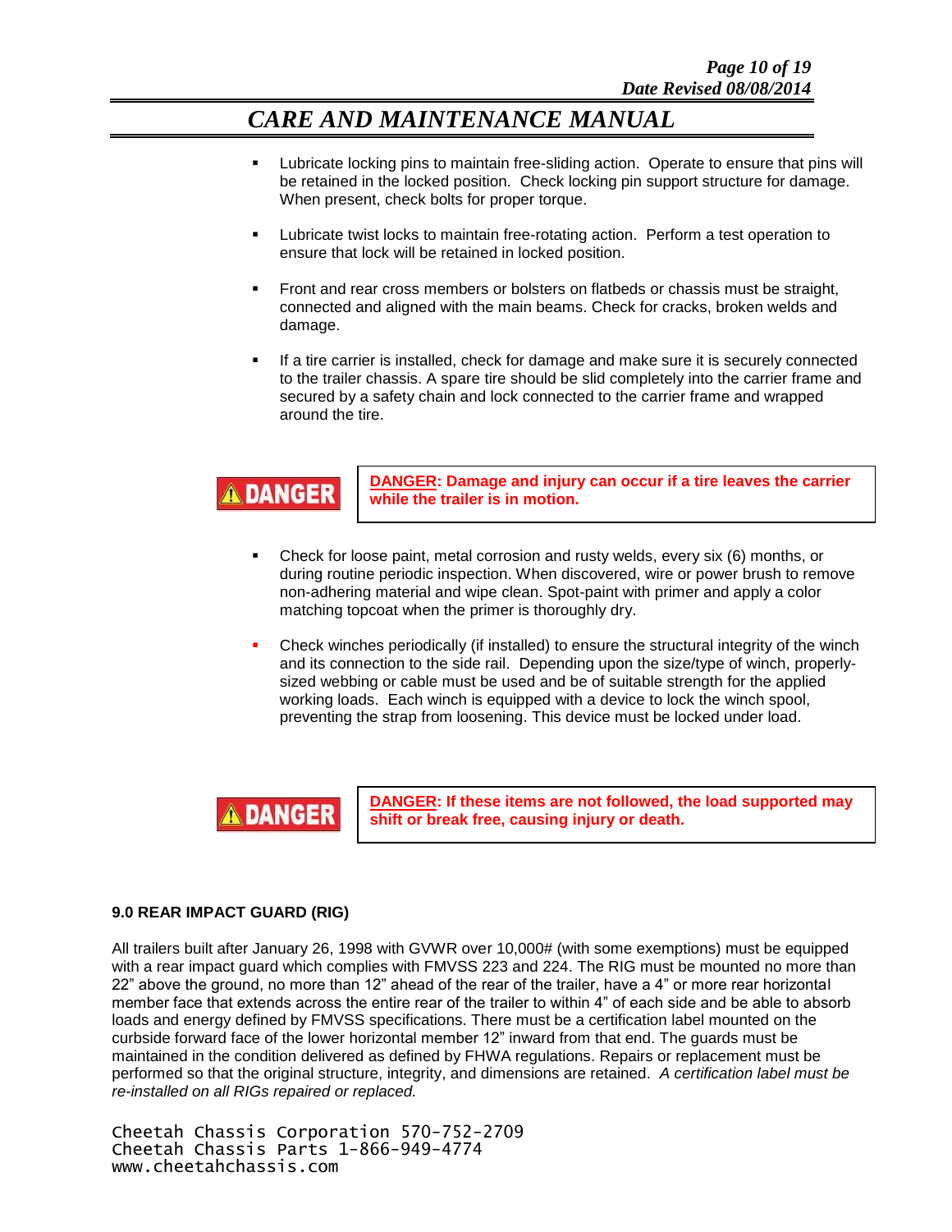- Lubricate locking pins to maintain free-sliding action. Operate to ensure that pins will be retained in the locked position. Check locking pin support structure for damage. When present, check bolts for proper torque.

- Lubricate twist locks to maintain free-rotating action. Perform a test operation to ensure that lock will be retained in locked position.

- Front and rear cross members or bolsters on flatbeds or chassis must be straight, connected and aligned with the main beams. Check for cracks, broken welds and damage.

- If a tire carrier is installed, check for damage and make sure it is securely connected to the trailer chassis. A spare tire should be slid completely into the carrier frame and secured by a safety chain and lock connected to the carrier frame and wrapped around the tire.

**DANGER**

**DANGER: Damage and injury can occur if a tire leaves the carrier while the trailer is in motion.**

- Check for loose paint, metal corrosion and rusty welds, every six (6) months, or during routine periodic inspection. When discovered, wire or power brush to remove non-adhering material and wipe clean. Spot-paint with primer and apply a color matching topcoat when the primer is thoroughly dry.

- Check winches periodically (if installed) to ensure the structural integrity of the winch and its connection to the side rail. Depending upon the size/type of winch, properly-sized webbing or cable must be used and be of suitable strength for the applied working loads. Each winch is equipped with a device to lock the winch spool, preventing the strap from loosening. This device must be locked under load.

**DANGER**

**DANGER: If these items are not followed, the load supported may shift or break free, causing injury or death.**

### 9.0 REAR IMPACT GUARD (RIG)

All trailers built after January 26, 1998 with GVWR over 10,000# (with some exemptions) must be equipped with a rear impact guard which complies with FMVSS 223 and 224. The RIG must be mounted no more than 22" above the ground, no more than 12" ahead of the rear of the trailer, have a 4" or more rear horizontal member face that extends across the entire rear of the trailer to within 4" of each side and be able to absorb loads and energy defined by FMVSS specifications. There must be a certification label mounted on the curbside forward face of the lower horizontal member 12" inward from that end. The guards must be maintained in the condition delivered as defined by FHWA regulations. Repairs or replacement must be performed so that the original structure, integrity, and dimensions are retained. *A certification label must be re-installed on all RIGs repaired or replaced.*

Cheetah Chassis Corporation 570-752-2709
Cheetah Chassis Parts 1-866-949-4774
www.cheetahchassis.com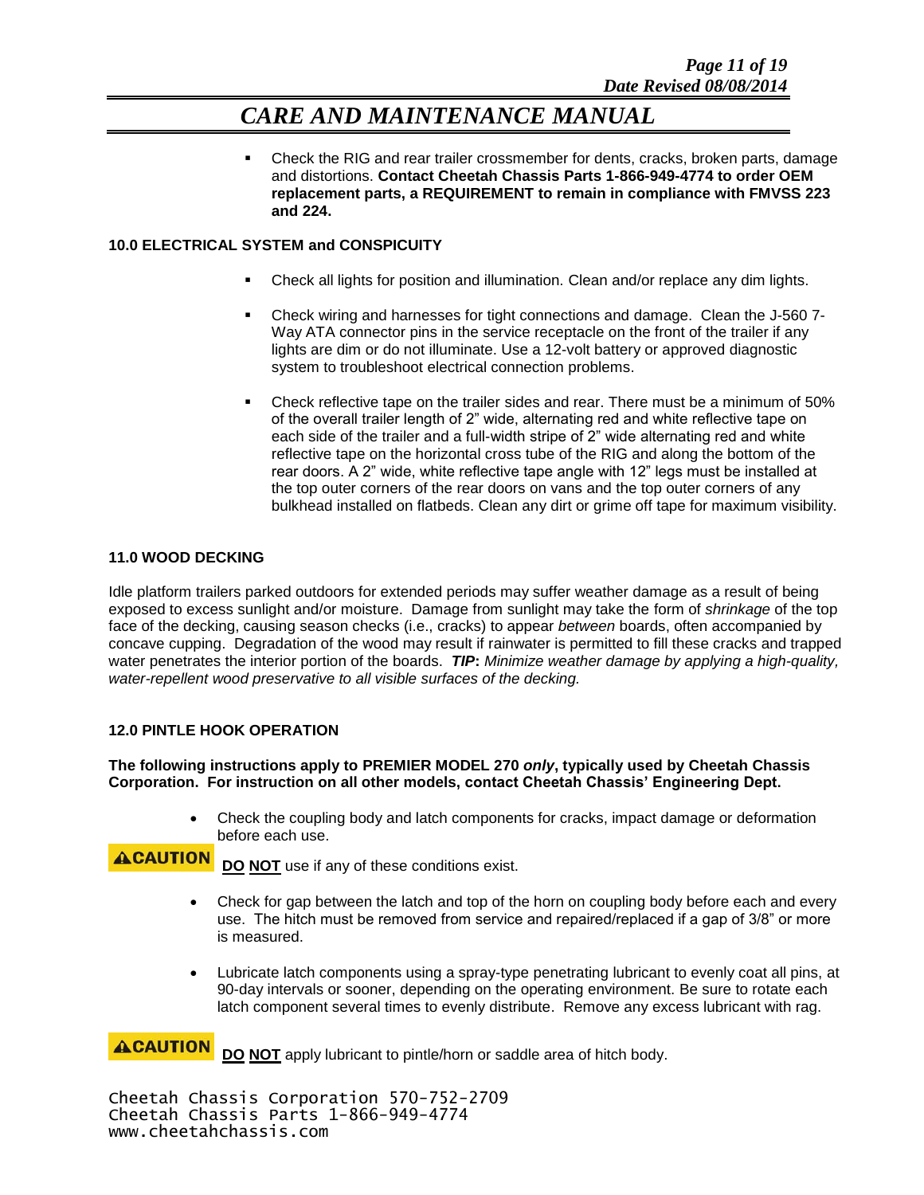- Check the RIG and rear trailer crossmember for dents, cracks, broken parts, damage and distortions. **Contact Cheetah Chassis Parts 1-866-949-4774 to order OEM replacement parts, a REQUIREMENT to remain in compliance with FMVSS 223 and 224.**

## 10.0 ELECTRICAL SYSTEM and CONSPICUITY

- Check all lights for position and illumination. Clean and/or replace any dim lights.
- Check wiring and harnesses for tight connections and damage. Clean the J-560 7-Way ATA connector pins in the service receptacle on the front of the trailer if any lights are dim or do not illuminate. Use a 12-volt battery or approved diagnostic system to troubleshoot electrical connection problems.
- Check reflective tape on the trailer sides and rear. There must be a minimum of 50% of the overall trailer length of 2" wide, alternating red and white reflective tape on each side of the trailer and a full-width stripe of 2" wide alternating red and white reflective tape on the horizontal cross tube of the RIG and along the bottom of the rear doors. A 2" wide, white reflective tape angle with 12" legs must be installed at the top outer corners of the rear doors on vans and the top outer corners of any bulkhead installed on flatbeds. Clean any dirt or grime off tape for maximum visibility.

## 11.0 WOOD DECKING

Idle platform trailers parked outdoors for extended periods may suffer weather damage as a result of being exposed to excess sunlight and/or moisture. Damage from sunlight may take the form of *shrinkage* of the top face of the decking, causing season checks (i.e., cracks) to appear *between* boards, often accompanied by concave cupping. Degradation of the wood may result if rainwater is permitted to fill these cracks and trapped water penetrates the interior portion of the boards. ***TIP*****:** *Minimize weather damage by applying a high-quality, water-repellent wood preservative to all visible surfaces of the decking.*

## 12.0 PINTLE HOOK OPERATION

**The following instructions apply to PREMIER MODEL 270 *only*, typically used by Cheetah Chassis Corporation. For instruction on all other models, contact Cheetah Chassis' Engineering Dept.**

- Check the coupling body and latch components for cracks, impact damage or deformation before each use.

**⚠CAUTION** **DO NOT** use if any of these conditions exist.

- Check for gap between the latch and top of the horn on coupling body before each and every use. The hitch must be removed from service and repaired/replaced if a gap of 3/8" or more is measured.
- Lubricate latch components using a spray-type penetrating lubricant to evenly coat all pins, at 90-day intervals or sooner, depending on the operating environment. Be sure to rotate each latch component several times to evenly distribute. Remove any excess lubricant with rag.

**⚠CAUTION** **DO NOT** apply lubricant to pintle/horn or saddle area of hitch body.

Cheetah Chassis Corporation 570-752-2709
Cheetah Chassis Parts 1-866-949-4774
www.cheetahchassis.com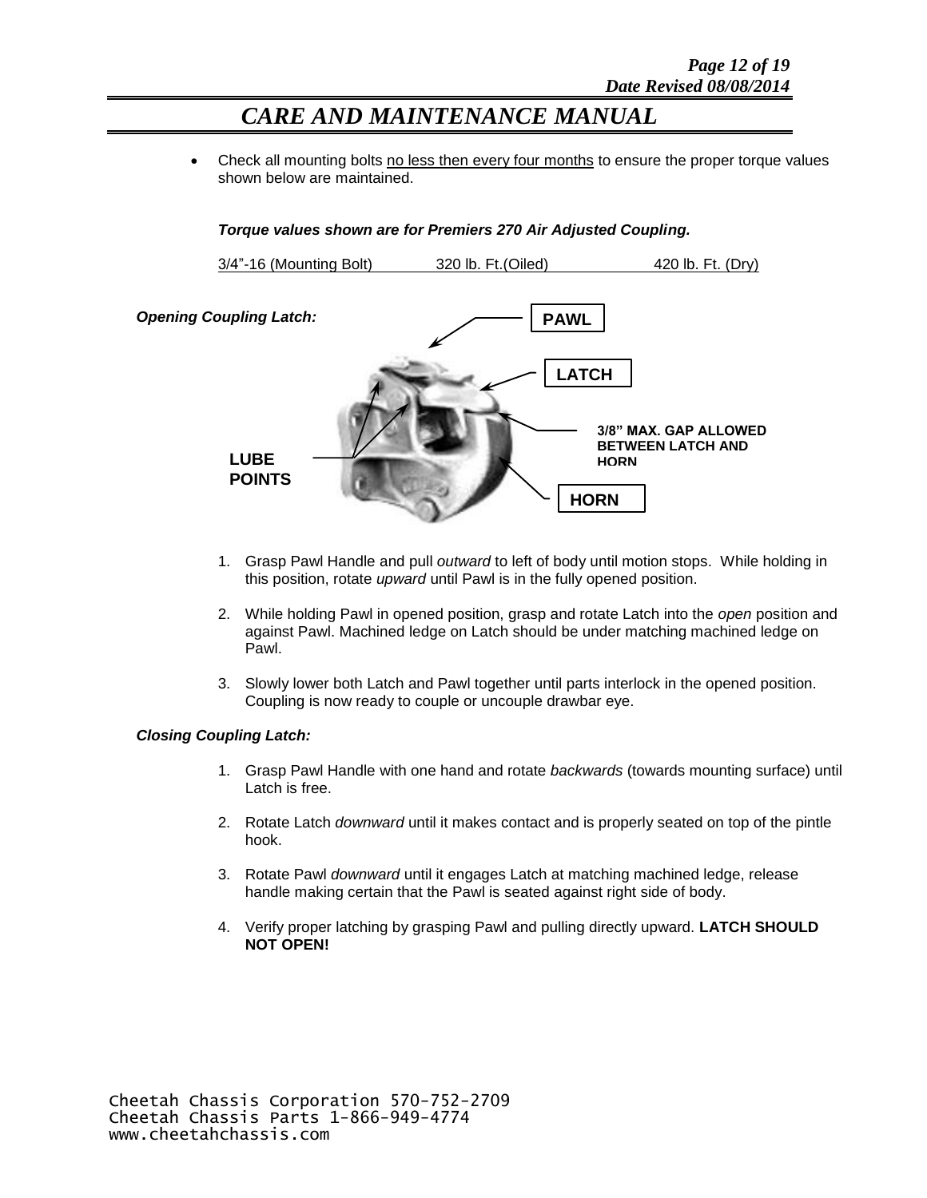# CARE AND MAINTENANCE MANUAL

- Check all mounting bolts no less then every four months to ensure the proper torque values shown below are maintained.

***Torque values shown are for Premiers 270 Air Adjusted Coupling.***

| 3/4”-16 (Mounting Bolt) | 320 lb. Ft.(Oiled) | 420 lb. Ft. (Dry) |
|---|---|---|

***Opening Coupling Latch:***

PAWL

LATCH

3/8” MAX. GAP ALLOWED BETWEEN LATCH AND HORN

LUBE POINTS

HORN

1. Grasp Pawl Handle and pull *outward* to left of body until motion stops. While holding in this position, rotate *upward* until Pawl is in the fully opened position.

2. While holding Pawl in opened position, grasp and rotate Latch into the *open* position and against Pawl. Machined ledge on Latch should be under matching machined ledge on Pawl.

3. Slowly lower both Latch and Pawl together until parts interlock in the opened position. Coupling is now ready to couple or uncouple drawbar eye.

***Closing Coupling Latch:***

1. Grasp Pawl Handle with one hand and rotate *backwards* (towards mounting surface) until Latch is free.

2. Rotate Latch *downward* until it makes contact and is properly seated on top of the pintle hook.

3. Rotate Pawl *downward* until it engages Latch at matching machined ledge, release handle making certain that the Pawl is seated against right side of body.

4. Verify proper latching by grasping Pawl and pulling directly upward. **LATCH SHOULD NOT OPEN!**

Cheetah Chassis Corporation 570-752-2709
Cheetah Chassis Parts 1-866-949-4774
www.cheetahchassis.com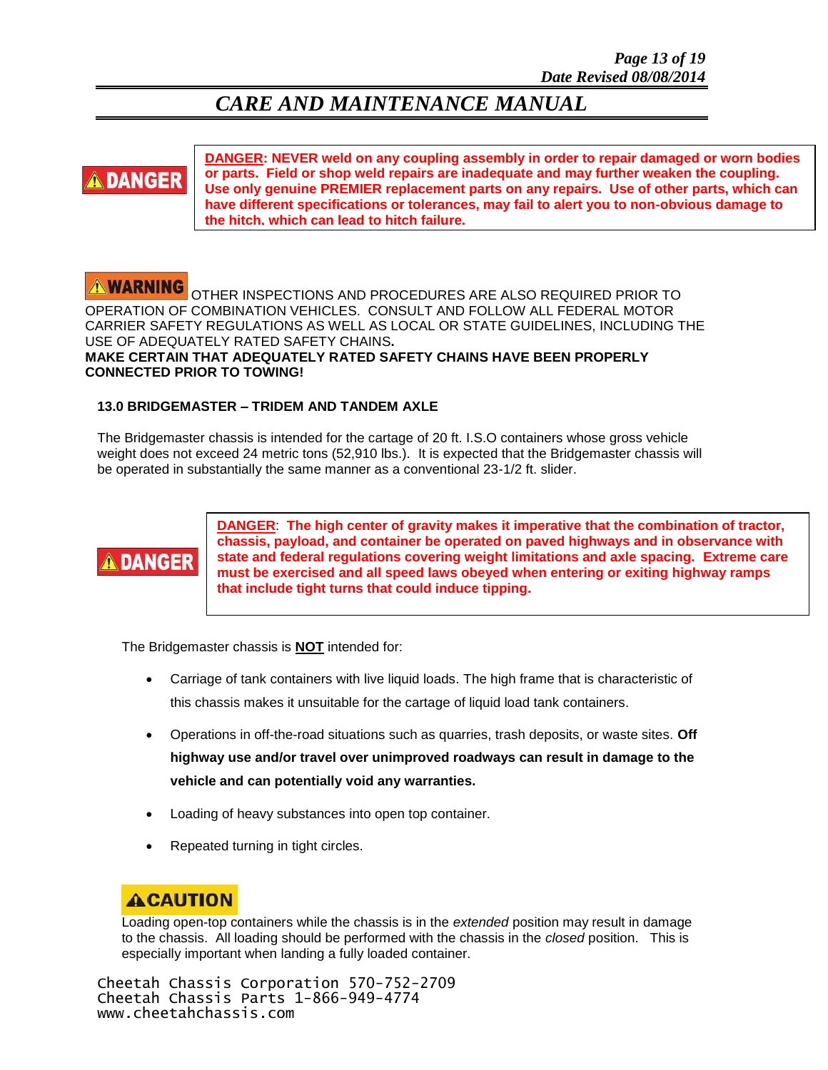# CARE AND MAINTENANCE MANUAL

**DANGER**

**DANGER: NEVER weld on any coupling assembly in order to repair damaged or worn bodies or parts. Field or shop weld repairs are inadequate and may further weaken the coupling. Use only genuine PREMIER replacement parts on any repairs. Use of other parts, which can have different specifications or tolerances, may fail to alert you to non-obvious damage to the hitch, which can lead to hitch failure.**

**WARNING** OTHER INSPECTIONS AND PROCEDURES ARE ALSO REQUIRED PRIOR TO OPERATION OF COMBINATION VEHICLES. CONSULT AND FOLLOW ALL FEDERAL MOTOR CARRIER SAFETY REGULATIONS AS WELL AS LOCAL OR STATE GUIDELINES, INCLUDING THE USE OF ADEQUATELY RATED SAFETY CHAINS.
**MAKE CERTAIN THAT ADEQUATELY RATED SAFETY CHAINS HAVE BEEN PROPERLY CONNECTED PRIOR TO TOWING!**

### 13.0 BRIDGEMASTER – TRIDEM AND TANDEM AXLE

The Bridgemaster chassis is intended for the cartage of 20 ft. I.S.O containers whose gross vehicle weight does not exceed 24 metric tons (52,910 lbs.). It is expected that the Bridgemaster chassis will be operated in substantially the same manner as a conventional 23-1/2 ft. slider.

**DANGER**

**DANGER: The high center of gravity makes it imperative that the combination of tractor, chassis, payload, and container be operated on paved highways and in observance with state and federal regulations covering weight limitations and axle spacing. Extreme care must be exercised and all speed laws obeyed when entering or exiting highway ramps that include tight turns that could induce tipping.**

The Bridgemaster chassis is **NOT** intended for:

- Carriage of tank containers with live liquid loads. The high frame that is characteristic of this chassis makes it unsuitable for the cartage of liquid load tank containers.
- Operations in off-the-road situations such as quarries, trash deposits, or waste sites. **Off highway use and/or travel over unimproved roadways can result in damage to the vehicle and can potentially void any warranties.**
- Loading of heavy substances into open top container.
- Repeated turning in tight circles.

**CAUTION**

Loading open-top containers while the chassis is in the *extended* position may result in damage to the chassis. All loading should be performed with the chassis in the *closed* position. This is especially important when landing a fully loaded container.

Cheetah Chassis Corporation 570-752-2709
Cheetah Chassis Parts 1-866-949-4774
www.cheetahchassis.com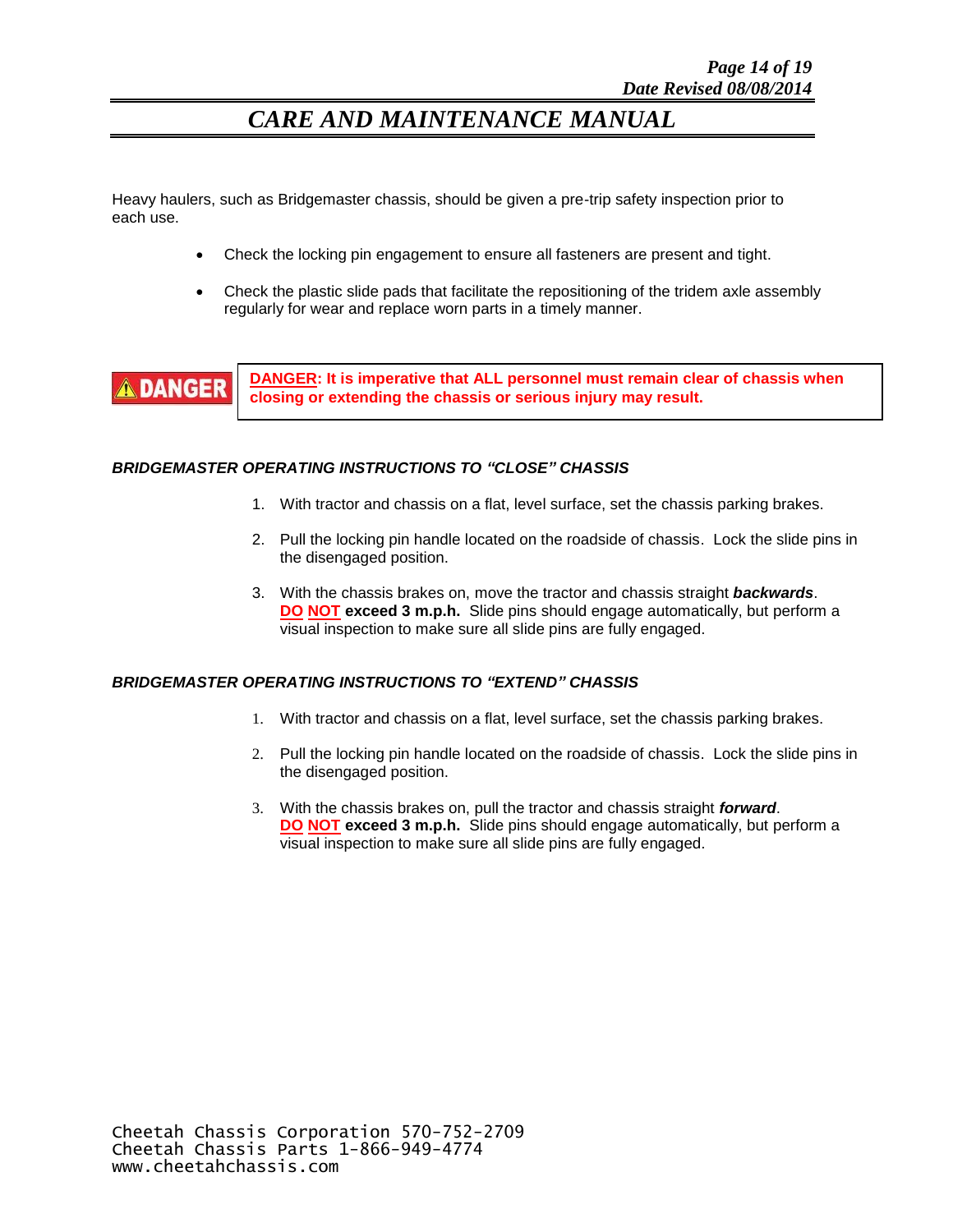Heavy haulers, such as Bridgemaster chassis, should be given a pre-trip safety inspection prior to each use.

- Check the locking pin engagement to ensure all fasteners are present and tight.
- Check the plastic slide pads that facilitate the repositioning of the tridem axle assembly regularly for wear and replace worn parts in a timely manner.

**DANGER**

**DANGER: It is imperative that ALL personnel must remain clear of chassis when closing or extending the chassis or serious injury may result.**

### *BRIDGEMASTER OPERATING INSTRUCTIONS TO "CLOSE" CHASSIS*

1. With tractor and chassis on a flat, level surface, set the chassis parking brakes.
2. Pull the locking pin handle located on the roadside of chassis. Lock the slide pins in the disengaged position.
3. With the chassis brakes on, move the tractor and chassis straight ***backwards***. **DO NOT exceed 3 m.p.h.** Slide pins should engage automatically, but perform a visual inspection to make sure all slide pins are fully engaged.

### *BRIDGEMASTER OPERATING INSTRUCTIONS TO "EXTEND" CHASSIS*

1. With tractor and chassis on a flat, level surface, set the chassis parking brakes.
2. Pull the locking pin handle located on the roadside of chassis. Lock the slide pins in the disengaged position.
3. With the chassis brakes on, pull the tractor and chassis straight ***forward***. **DO NOT exceed 3 m.p.h.** Slide pins should engage automatically, but perform a visual inspection to make sure all slide pins are fully engaged.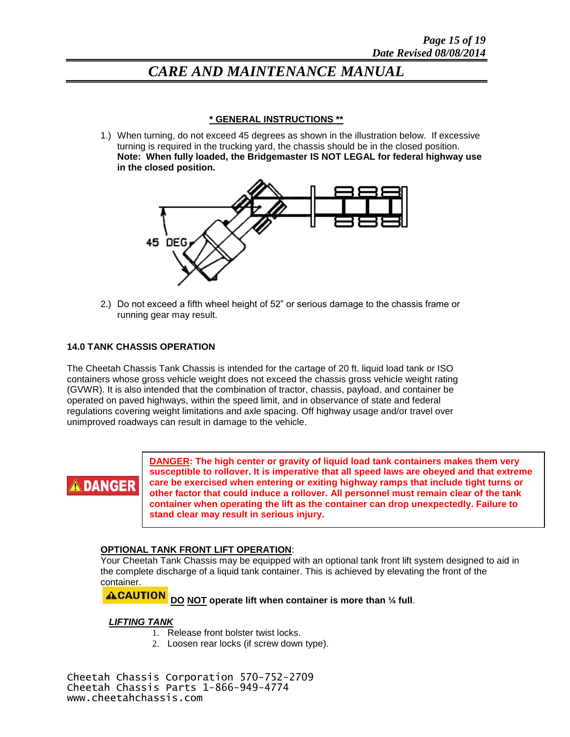## * GENERAL INSTRUCTIONS **

1.) When turning, do not exceed 45 degrees as shown in the illustration below. If excessive turning is required in the trucking yard, the chassis should be in the closed position. **Note: When fully loaded, the Bridgemaster IS NOT LEGAL for federal highway use in the closed position.**

2.) Do not exceed a fifth wheel height of 52" or serious damage to the chassis frame or running gear may result.

### 14.0 TANK CHASSIS OPERATION

The Cheetah Chassis Tank Chassis is intended for the cartage of 20 ft. liquid load tank or ISO containers whose gross vehicle weight does not exceed the chassis gross vehicle weight rating (GVWR). It is also intended that the combination of tractor, chassis, payload, and container be operated on paved highways, within the speed limit, and in observance of state and federal regulations covering weight limitations and axle spacing. Off highway usage and/or travel over unimproved roadways can result in damage to the vehicle.

**DANGER**

**DANGER: The high center or gravity of liquid load tank containers makes them very susceptible to rollover. It is imperative that all speed laws are obeyed and that extreme care be exercised when entering or exiting highway ramps that include tight turns or other factor that could induce a rollover. All personnel must remain clear of the tank container when operating the lift as the container can drop unexpectedly. Failure to stand clear may result in serious injury.**

**OPTIONAL TANK FRONT LIFT OPERATION**:
Your Cheetah Tank Chassis may be equipped with an optional tank front lift system designed to aid in the complete discharge of a liquid tank container. This is achieved by elevating the front of the container.

**CAUTION** **DO NOT operate lift when container is more than ¼ full**.

***LIFTING TANK***

1. Release front bolster twist locks.
2. Loosen rear locks (if screw down type).

Cheetah Chassis Corporation 570-752-2709
Cheetah Chassis Parts 1-866-949-4774
www.cheetahchassis.com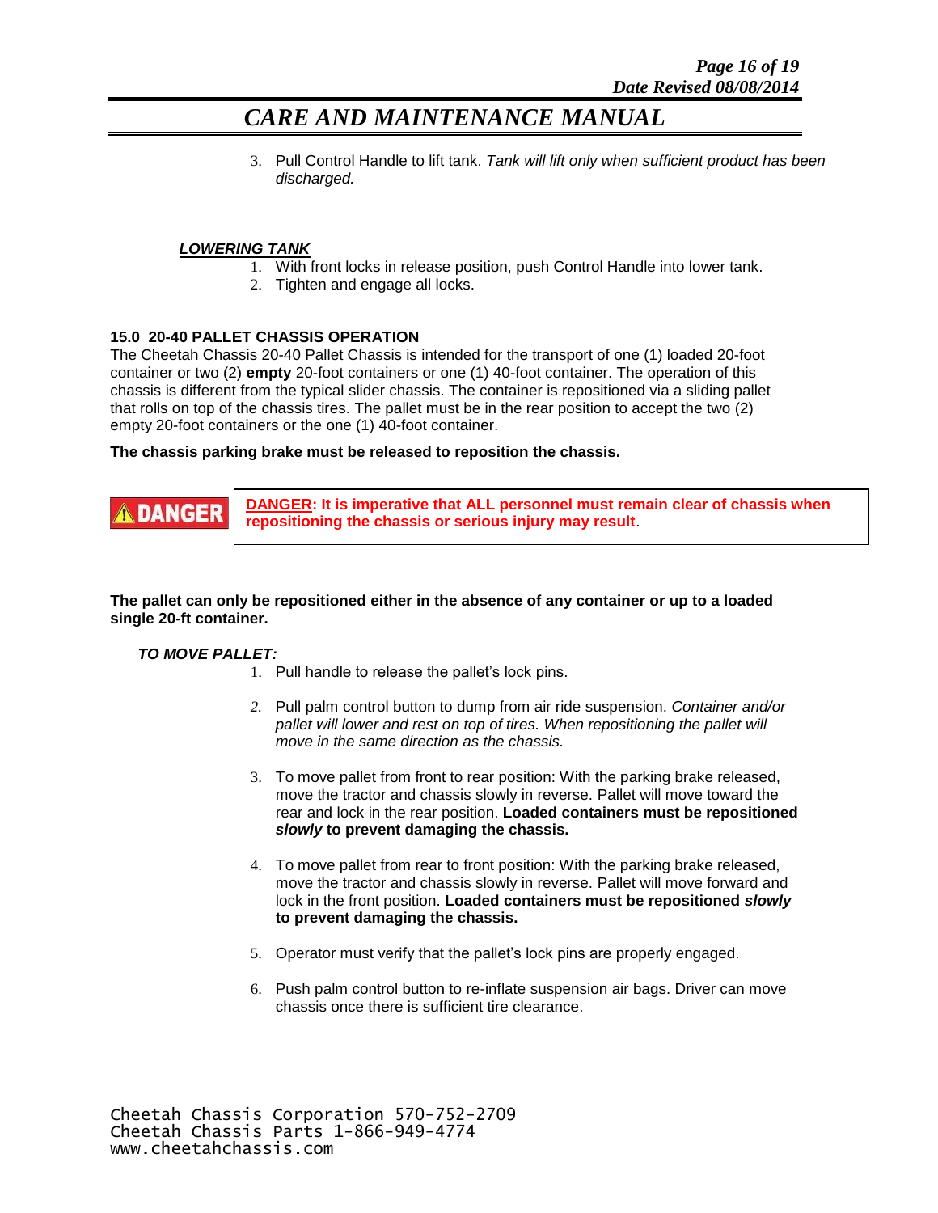3. Pull Control Handle to lift tank. *Tank will lift only when sufficient product has been discharged.*

***LOWERING TANK***

1. With front locks in release position, push Control Handle into lower tank.
2. Tighten and engage all locks.

### 15.0 20-40 PALLET CHASSIS OPERATION

The Cheetah Chassis 20-40 Pallet Chassis is intended for the transport of one (1) loaded 20-foot container or two (2) **empty** 20-foot containers or one (1) 40-foot container. The operation of this chassis is different from the typical slider chassis. The container is repositioned via a sliding pallet that rolls on top of the chassis tires. The pallet must be in the rear position to accept the two (2) empty 20-foot containers or the one (1) 40-foot container.

**The chassis parking brake must be released to reposition the chassis.**

| ⚠ DANGER | **DANGER: It is imperative that ALL personnel must remain clear of chassis when repositioning the chassis or serious injury may result**. |
|---|---|

**The pallet can only be repositioned either in the absence of any container or up to a loaded single 20-ft container.**

***TO MOVE PALLET:***

1. Pull handle to release the pallet's lock pins.
2. Pull palm control button to dump from air ride suspension. *Container and/or pallet will lower and rest on top of tires. When repositioning the pallet will move in the same direction as the chassis.*
3. To move pallet from front to rear position: With the parking brake released, move the tractor and chassis slowly in reverse. Pallet will move toward the rear and lock in the rear position. **Loaded containers must be repositioned *slowly* to prevent damaging the chassis.**
4. To move pallet from rear to front position: With the parking brake released, move the tractor and chassis slowly in reverse. Pallet will move forward and lock in the front position. **Loaded containers must be repositioned *slowly* to prevent damaging the chassis.**
5. Operator must verify that the pallet's lock pins are properly engaged.
6. Push palm control button to re-inflate suspension air bags. Driver can move chassis once there is sufficient tire clearance.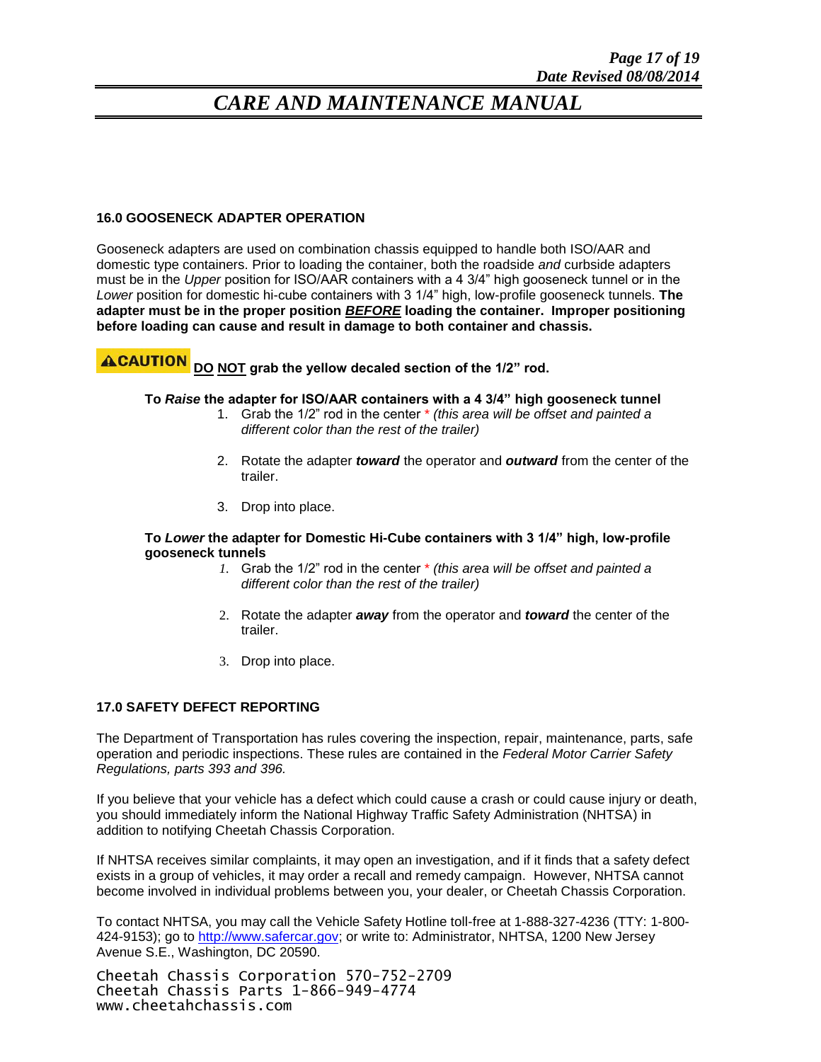# CARE AND MAINTENANCE MANUAL

## 16.0 GOOSENECK ADAPTER OPERATION

Gooseneck adapters are used on combination chassis equipped to handle both ISO/AAR and domestic type containers. Prior to loading the container, both the roadside *and* curbside adapters must be in the *Upper* position for ISO/AAR containers with a 4 3/4" high gooseneck tunnel or in the *Lower* position for domestic hi-cube containers with 3 1/4" high, low-profile gooseneck tunnels. **The adapter must be in the proper position *BEFORE* loading the container. Improper positioning before loading can cause and result in damage to both container and chassis.**

**⚠CAUTION** **DO NOT grab the yellow decaled section of the 1/2" rod.**

**To *Raise* the adapter for ISO/AAR containers with a 4 3/4" high gooseneck tunnel**

1. Grab the 1/2" rod in the center * *(this area will be offset and painted a different color than the rest of the trailer)*
2. Rotate the adapter ***toward*** the operator and ***outward*** from the center of the trailer.
3. Drop into place.

**To *Lower* the adapter for Domestic Hi-Cube containers with 3 1/4" high, low-profile gooseneck tunnels**

1. Grab the 1/2" rod in the center * *(this area will be offset and painted a different color than the rest of the trailer)*
2. Rotate the adapter ***away*** from the operator and ***toward*** the center of the trailer.
3. Drop into place.

## 17.0 SAFETY DEFECT REPORTING

The Department of Transportation has rules covering the inspection, repair, maintenance, parts, safe operation and periodic inspections. These rules are contained in the *Federal Motor Carrier Safety Regulations, parts 393 and 396.*

If you believe that your vehicle has a defect which could cause a crash or could cause injury or death, you should immediately inform the National Highway Traffic Safety Administration (NHTSA) in addition to notifying Cheetah Chassis Corporation.

If NHTSA receives similar complaints, it may open an investigation, and if it finds that a safety defect exists in a group of vehicles, it may order a recall and remedy campaign. However, NHTSA cannot become involved in individual problems between you, your dealer, or Cheetah Chassis Corporation.

To contact NHTSA, you may call the Vehicle Safety Hotline toll-free at 1-888-327-4236 (TTY: 1-800-424-9153); go to http://www.safercar.gov; or write to: Administrator, NHTSA, 1200 New Jersey Avenue S.E., Washington, DC 20590.

Cheetah Chassis Corporation 570-752-2709
Cheetah Chassis Parts 1-866-949-4774
www.cheetahchassis.com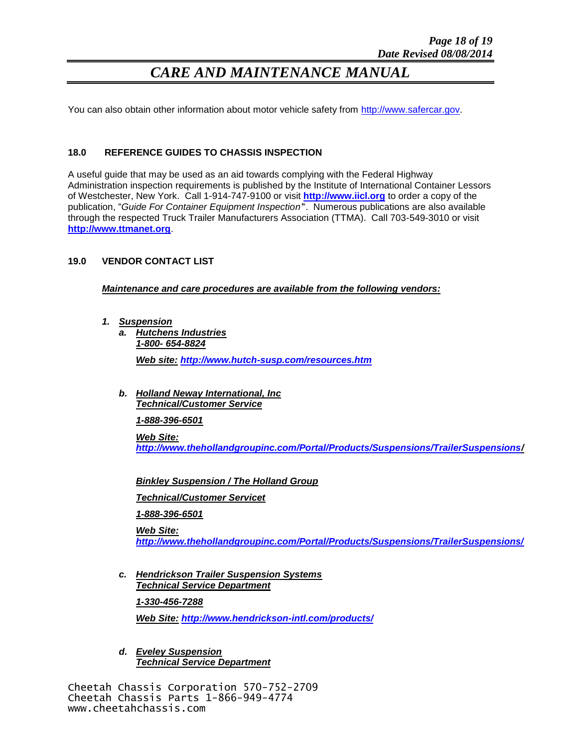You can also obtain other information about motor vehicle safety from http://www.safercar.gov.

## 18.0 REFERENCE GUIDES TO CHASSIS INSPECTION

A useful guide that may be used as an aid towards complying with the Federal Highway Administration inspection requirements is published by the Institute of International Container Lessors of Westchester, New York. Call 1-914-747-9100 or visit **http://www.iicl.org** to order a copy of the publication, "*Guide For Container Equipment Inspection*". Numerous publications are also available through the respected Truck Trailer Manufacturers Association (TTMA). Call 703-549-3010 or visit **http://www.ttmanet.org**.

## 19.0 VENDOR CONTACT LIST

***Maintenance and care procedures are available from the following vendors:***

1. ***Suspension***
   a. ***Hutchens Industries***
      ***1-800- 654-8824***

      ***Web site: http://www.hutch-susp.com/resources.htm***

   b. ***Holland Neway International, Inc***
      ***Technical/Customer Service***

      ***1-888-396-6501***

      ***Web Site:***
      ***http://www.thehollandgroupinc.com/Portal/Products/Suspensions/TrailerSuspensions/***

      ***Binkley Suspension / The Holland Group***

      ***Technical/Customer Servicet***

      ***1-888-396-6501***

      ***Web Site:***
      ***http://www.thehollandgroupinc.com/Portal/Products/Suspensions/TrailerSuspensions/***

   c. ***Hendrickson Trailer Suspension Systems***
      ***Technical Service Department***

      ***1-330-456-7288***

      ***Web Site: http://www.hendrickson-intl.com/products/***

   d. ***Eveley Suspension***
      ***Technical Service Department***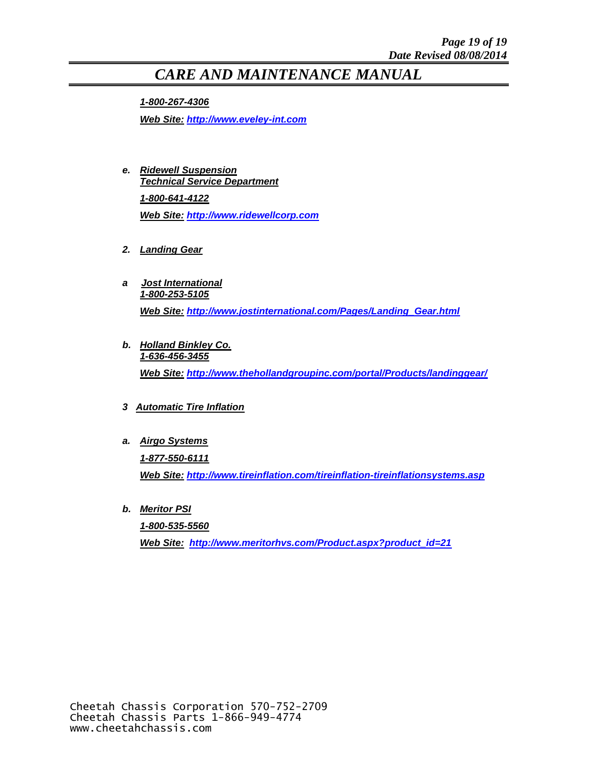***1-800-267-4306***

***Web Site: [http://www.eveley-int.com](http://www.eveley-int.com)***

e. ***Ridewell Suspension***
***Technical Service Department***

***1-800-641-4122***

***Web Site: [http://www.ridewellcorp.com](http://www.ridewellcorp.com)***

2. ***Landing Gear***

a ***Jost International***
***1-800-253-5105***

***Web Site: [http://www.jostinternational.com/Pages/Landing_Gear.html](http://www.jostinternational.com/Pages/Landing_Gear.html)***

b. ***Holland Binkley Co.***
***1-636-456-3455***

***Web Site: [http://www.thehollandgroupinc.com/portal/Products/landinggear/](http://www.thehollandgroupinc.com/portal/Products/landinggear/)***

3 ***Automatic Tire Inflation***

a. ***Airgo Systems***

***1-877-550-6111***

***Web Site: [http://www.tireinflation.com/tireinflation-tireinflationsystems.asp](http://www.tireinflation.com/tireinflation-tireinflationsystems.asp)***

b. ***Meritor PSI***

***1-800-535-5560***

***Web Site: [http://www.meritorhvs.com/Product.aspx?product_id=21](http://www.meritorhvs.com/Product.aspx?product_id=21)***